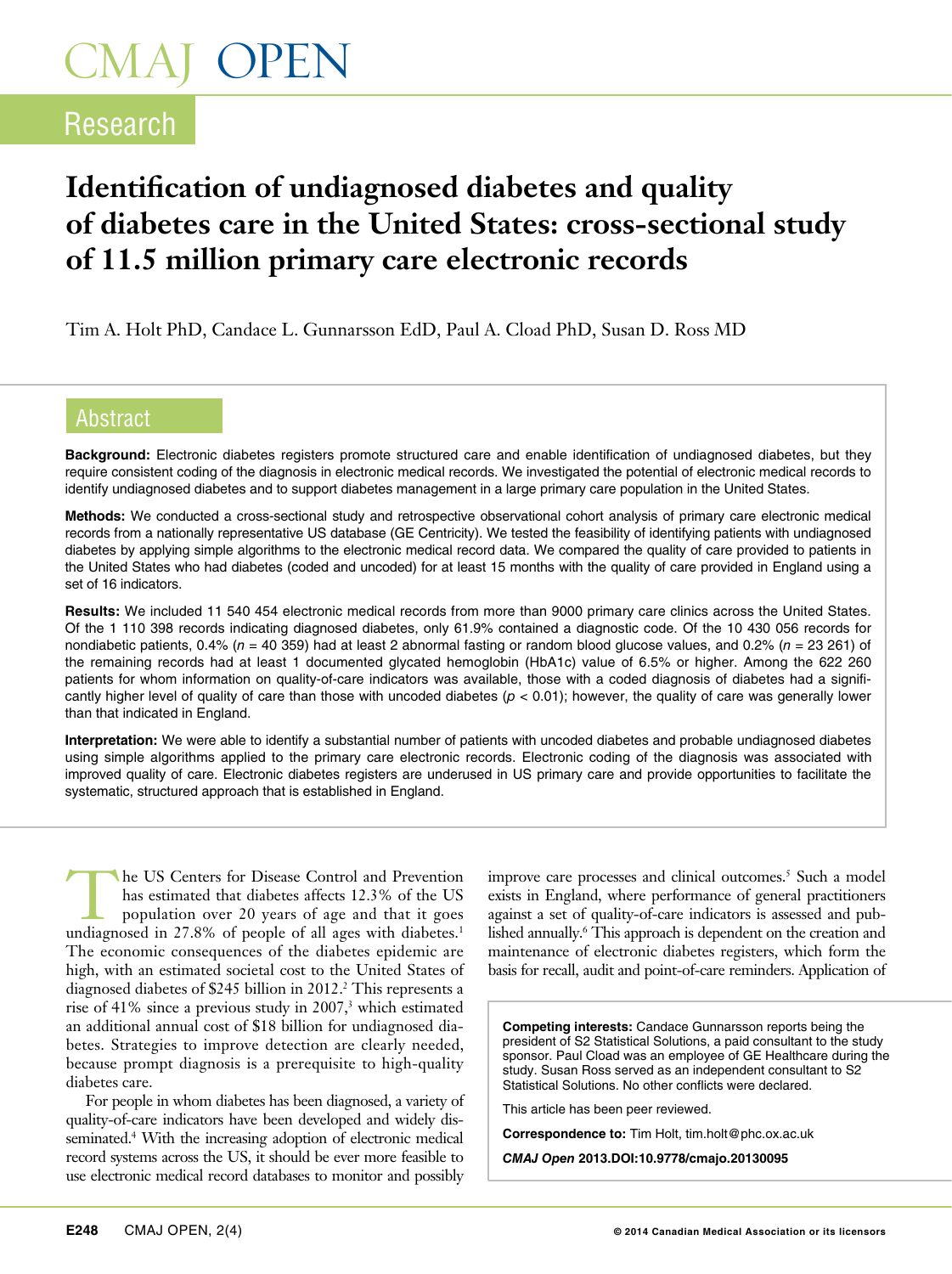# Identification of undiagnosed diabetes and quality of diabetes care in the United States: cross-sectional study of 11.5 million primary care electronic records

Tim A. Holt PhD, Candace L. Gunnarsson EdD, Paul A. Cload PhD, Susan D. Ross MD

## Abstract

**Background:** Electronic diabetes registers promote structured care and enable identification of undiagnosed diabetes, but they require consistent coding of the diagnosis in electronic medical records. We investigated the potential of electronic medical records to identify undiagnosed diabetes and to support diabetes management in a large primary care population in the United States.

**Methods:** We conducted a cross-sectional study and retrospective observational cohort analysis of primary care electronic medical records from a nationally representative US database (GE Centricity). We tested the feasibility of identifying patients with undiagnosed diabetes by applying simple algorithms to the electronic medical record data. We compared the quality of care provided to patients in the United States who had diabetes (coded and uncoded) for at least 15 months with the quality of care provided in England using a set of 16 indicators.

**Results:** We included 11 540 454 electronic medical records from more than 9000 primary care clinics across the United States. Of the 1 110 398 records indicating diagnosed diabetes, only 61.9% contained a diagnostic code. Of the 10 430 056 records for nondiabetic patients, 0.4% ($n$ = 40 359) had at least 2 abnormal fasting or random blood glucose values, and 0.2% ($n$ = 23 261) of the remaining records had at least 1 documented glycated hemoglobin (HbA1c) value of 6.5% or higher. Among the 622 260 patients for whom information on quality-of-care indicators was available, those with a coded diagnosis of diabetes had a significantly higher level of quality of care than those with uncoded diabetes ($p$ < 0.01); however, the quality of care was generally lower than that indicated in England.

**Interpretation:** We were able to identify a substantial number of patients with uncoded diabetes and probable undiagnosed diabetes using simple algorithms applied to the primary care electronic records. Electronic coding of the diagnosis was associated with improved quality of care. Electronic diabetes registers are underused in US primary care and provide opportunities to facilitate the systematic, structured approach that is established in England.

The US Centers for Disease Control and Prevention has estimated that diabetes affects 12.3% of the US population over 20 years of age and that it goes undiagnosed in 27.8% of people of all ages with diabetes.[1] The economic consequences of the diabetes epidemic are high, with an estimated societal cost to the United States of diagnosed diabetes of $245 billion in 2012.[2] This represents a rise of 41% since a previous study in 2007,[3] which estimated an additional annual cost of $18 billion for undiagnosed diabetes. Strategies to improve detection are clearly needed, because prompt diagnosis is a prerequisite to high-quality diabetes care.

For people in whom diabetes has been diagnosed, a variety of quality-of-care indicators have been developed and widely disseminated.[4] With the increasing adoption of electronic medical record systems across the US, it should be ever more feasible to use electronic medical record databases to monitor and possibly improve care processes and clinical outcomes.[5] Such a model exists in England, where performance of general practitioners against a set of quality-of-care indicators is assessed and published annually.[6] This approach is dependent on the creation and maintenance of electronic diabetes registers, which form the basis for recall, audit and point-of-care reminders. Application of

**Competing interests:** Candace Gunnarsson reports being the president of S2 Statistical Solutions, a paid consultant to the study sponsor. Paul Cload was an employee of GE Healthcare during the study. Susan Ross served as an independent consultant to S2 Statistical Solutions. No other conflicts were declared.

This article has been peer reviewed.

**Correspondence to:** Tim Holt, tim.holt@phc.ox.ac.uk

***CMAJ Open*** **2013.DOI:10.9778/cmajo.20130095**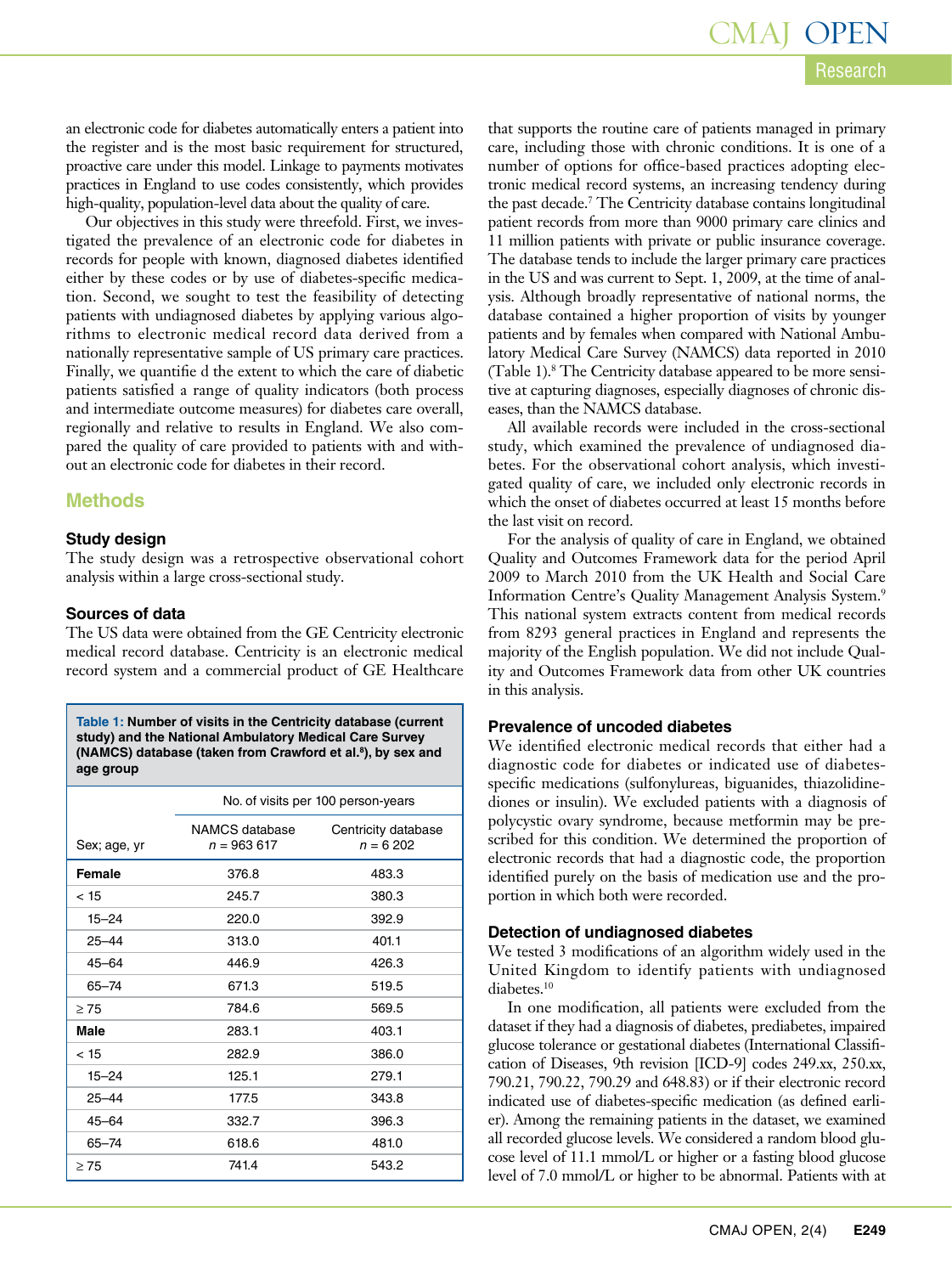an electronic code for diabetes automatically enters a patient into the register and is the most basic requirement for structured, proactive care under this model. Linkage to payments motivates practices in England to use codes consistently, which provides high-quality, population-level data about the quality of care.

Our objectives in this study were threefold. First, we investigated the prevalence of an electronic code for diabetes in records for people with known, diagnosed diabetes identified either by these codes or by use of diabetes-specific medication. Second, we sought to test the feasibility of detecting patients with undiagnosed diabetes by applying various algorithms to electronic medical record data derived from a nationally representative sample of US primary care practices. Finally, we quantifie d the extent to which the care of diabetic patients satisfied a range of quality indicators (both process and intermediate outcome measures) for diabetes care overall, regionally and relative to results in England. We also compared the quality of care provided to patients with and without an electronic code for diabetes in their record.

## Methods

### Study design

The study design was a retrospective observational cohort analysis within a large cross-sectional study.

### Sources of data

The US data were obtained from the GE Centricity electronic medical record database. Centricity is an electronic medical record system and a commercial product of GE Healthcare that supports the routine care of patients managed in primary care, including those with chronic conditions. It is one of a number of options for office-based practices adopting electronic medical record systems, an increasing tendency during the past decade.[7] The Centricity database contains longitudinal patient records from more than 9000 primary care clinics and 11 million patients with private or public insurance coverage. The database tends to include the larger primary care practices in the US and was current to Sept. 1, 2009, at the time of analysis. Although broadly representative of national norms, the database contained a higher proportion of visits by younger patients and by females when compared with National Ambulatory Medical Care Survey (NAMCS) data reported in 2010 (Table 1).[8] The Centricity database appeared to be more sensitive at capturing diagnoses, especially diagnoses of chronic diseases, than the NAMCS database.

**Table 1: Number of visits in the Centricity database (current study) and the National Ambulatory Medical Care Survey (NAMCS) database (taken from Crawford et al.[8]), by sex and age group**

| | No. of visits per 100 person-years | |
|---|---|---|
| Sex; age, yr | NAMCS database $n$ = 963 617 | Centricity database $n$ = 6 202 |
| **Female** | 376.8 | 483.3 |
| < 15 | 245.7 | 380.3 |
| 15–24 | 220.0 | 392.9 |
| 25–44 | 313.0 | 401.1 |
| 45–64 | 446.9 | 426.3 |
| 65–74 | 671.3 | 519.5 |
| ≥ 75 | 784.6 | 569.5 |
| **Male** | 283.1 | 403.1 |
| < 15 | 282.9 | 386.0 |
| 15–24 | 125.1 | 279.1 |
| 25–44 | 177.5 | 343.8 |
| 45–64 | 332.7 | 396.3 |
| 65–74 | 618.6 | 481.0 |
| ≥ 75 | 741.4 | 543.2 |

All available records were included in the cross-sectional study, which examined the prevalence of undiagnosed diabetes. For the observational cohort analysis, which investigated quality of care, we included only electronic records in which the onset of diabetes occurred at least 15 months before the last visit on record.

For the analysis of quality of care in England, we obtained Quality and Outcomes Framework data for the period April 2009 to March 2010 from the UK Health and Social Care Information Centre's Quality Management Analysis System.[9] This national system extracts content from medical records from 8293 general practices in England and represents the majority of the English population. We did not include Quality and Outcomes Framework data from other UK countries in this analysis.

### Prevalence of uncoded diabetes

We identified electronic medical records that either had a diagnostic code for diabetes or indicated use of diabetes-specific medications (sulfonylureas, biguanides, thiazolidinediones or insulin). We excluded patients with a diagnosis of polycystic ovary syndrome, because metformin may be prescribed for this condition. We determined the proportion of electronic records that had a diagnostic code, the proportion identified purely on the basis of medication use and the proportion in which both were recorded.

### Detection of undiagnosed diabetes

We tested 3 modifications of an algorithm widely used in the United Kingdom to identify patients with undiagnosed diabetes.[10]

In one modification, all patients were excluded from the dataset if they had a diagnosis of diabetes, prediabetes, impaired glucose tolerance or gestational diabetes (International Classification of Diseases, 9th revision [ICD-9] codes 249.xx, 250.xx, 790.21, 790.22, 790.29 and 648.83) or if their electronic record indicated use of diabetes-specific medication (as defined earlier). Among the remaining patients in the dataset, we examined all recorded glucose levels. We considered a random blood glucose level of 11.1 mmol/L or higher or a fasting blood glucose level of 7.0 mmol/L or higher to be abnormal. Patients with at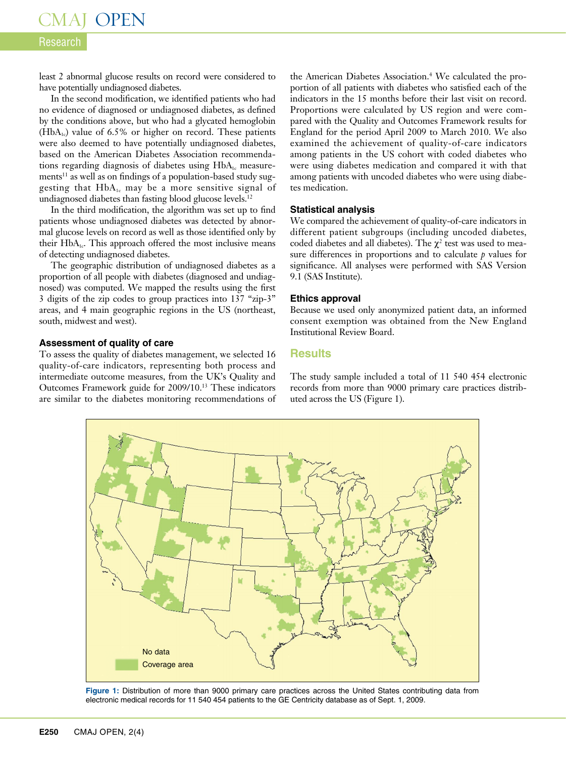least 2 abnormal glucose results on record were considered to have potentially undiagnosed diabetes.

In the second modification, we identified patients who had no evidence of diagnosed or undiagnosed diabetes, as defined by the conditions above, but who had a glycated hemoglobin ($HbA_{1c}$) value of 6.5% or higher on record. These patients were also deemed to have potentially undiagnosed diabetes, based on the American Diabetes Association recommendations regarding diagnosis of diabetes using $HbA_{1c}$ measurements[11] as well as on findings of a population-based study suggesting that $HbA_{1c}$ may be a more sensitive signal of undiagnosed diabetes than fasting blood glucose levels.[12]

In the third modification, the algorithm was set up to find patients whose undiagnosed diabetes was detected by abnormal glucose levels on record as well as those identified only by their $HbA_{1c}$. This approach offered the most inclusive means of detecting undiagnosed diabetes.

The geographic distribution of undiagnosed diabetes as a proportion of all people with diabetes (diagnosed and undiagnosed) was computed. We mapped the results using the first 3 digits of the zip codes to group practices into 137 "zip-3" areas, and 4 main geographic regions in the US (northeast, south, midwest and west).

### Assessment of quality of care

To assess the quality of diabetes management, we selected 16 quality-of-care indicators, representing both process and intermediate outcome measures, from the UK's Quality and Outcomes Framework guide for 2009/10.[13] These indicators are similar to the diabetes monitoring recommendations of the American Diabetes Association.[4] We calculated the proportion of all patients with diabetes who satisfied each of the indicators in the 15 months before their last visit on record. Proportions were calculated by US region and were compared with the Quality and Outcomes Framework results for England for the period April 2009 to March 2010. We also examined the achievement of quality-of-care indicators among patients in the US cohort with coded diabetes who were using diabetes medication and compared it with that among patients with uncoded diabetes who were using diabetes medication.

### Statistical analysis

We compared the achievement of quality-of-care indicators in different patient subgroups (including uncoded diabetes, coded diabetes and all diabetes). The $\chi^2$ test was used to measure differences in proportions and to calculate $p$ values for significance. All analyses were performed with SAS Version 9.1 (SAS Institute).

### Ethics approval

Because we used only anonymized patient data, an informed consent exemption was obtained from the New England Institutional Review Board.

## Results

The study sample included a total of 11 540 454 electronic records from more than 9000 primary care practices distributed across the US (Figure 1).

**Figure 1:** Distribution of more than 9000 primary care practices across the United States contributing data from electronic medical records for 11 540 454 patients to the GE Centricity database as of Sept. 1, 2009.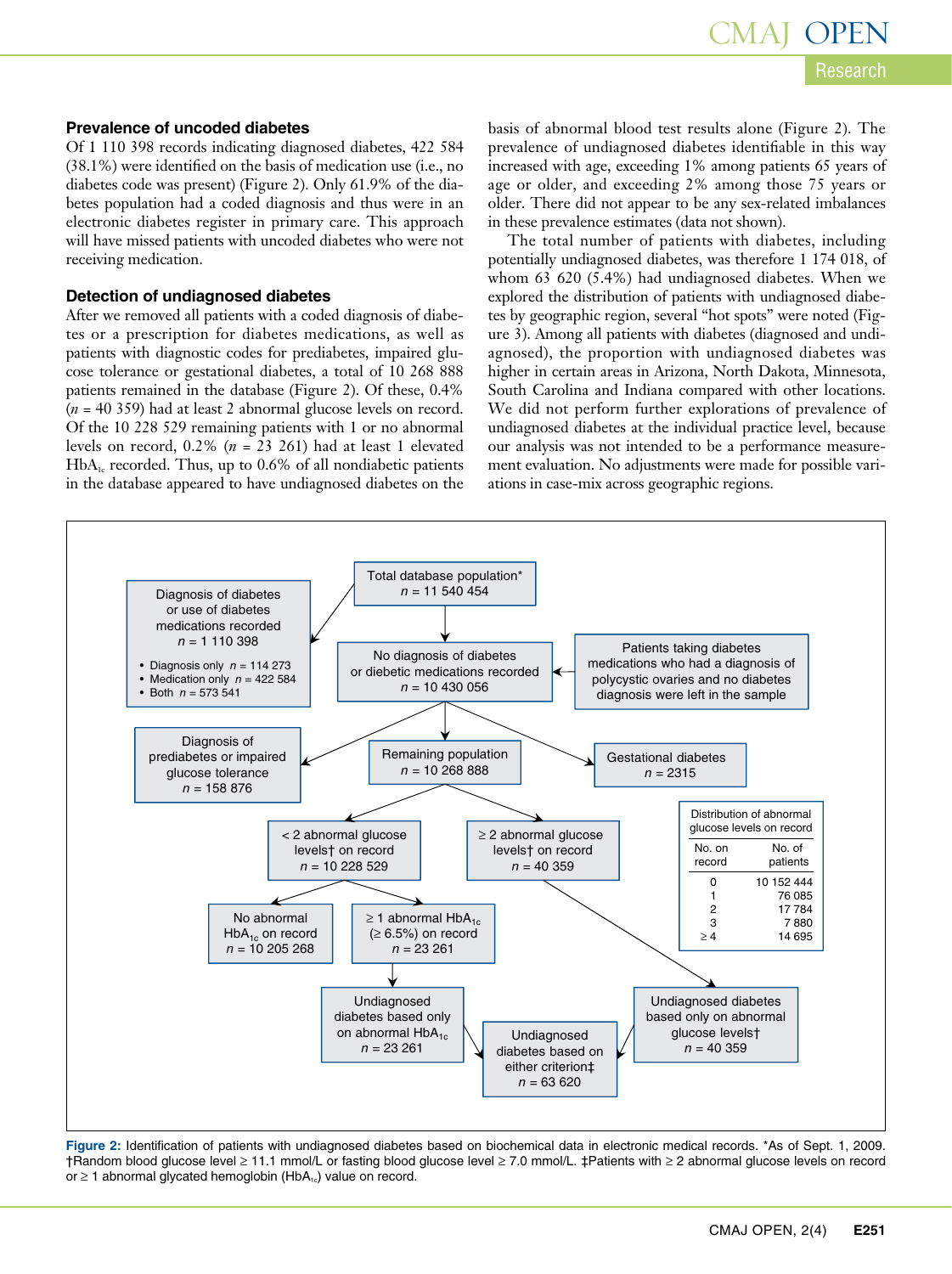### Prevalence of uncoded diabetes

Of 1 110 398 records indicating diagnosed diabetes, 422 584 (38.1%) were identified on the basis of medication use (i.e., no diabetes code was present) (Figure 2). Only 61.9% of the diabetes population had a coded diagnosis and thus were in an electronic diabetes register in primary care. This approach will have missed patients with uncoded diabetes who were not receiving medication.

### Detection of undiagnosed diabetes

After we removed all patients with a coded diagnosis of diabetes or a prescription for diabetes medications, as well as patients with diagnostic codes for prediabetes, impaired glucose tolerance or gestational diabetes, a total of 10 268 888 patients remained in the database (Figure 2). Of these, 0.4% (*n* = 40 359) had at least 2 abnormal glucose levels on record. Of the 10 228 529 remaining patients with 1 or no abnormal levels on record, 0.2% (*n* = 23 261) had at least 1 elevated $HbA_{1c}$ recorded. Thus, up to 0.6% of all nondiabetic patients in the database appeared to have undiagnosed diabetes on the basis of abnormal blood test results alone (Figure 2). The prevalence of undiagnosed diabetes identifiable in this way increased with age, exceeding 1% among patients 65 years of age or older, and exceeding 2% among those 75 years or older. There did not appear to be any sex-related imbalances in these prevalence estimates (data not shown).

The total number of patients with diabetes, including potentially undiagnosed diabetes, was therefore 1 174 018, of whom 63 620 (5.4%) had undiagnosed diabetes. When we explored the distribution of patients with undiagnosed diabetes by geographic region, several "hot spots" were noted (Figure 3). Among all patients with diabetes (diagnosed and undiagnosed), the proportion with undiagnosed diabetes was higher in certain areas in Arizona, North Dakota, Minnesota, South Carolina and Indiana compared with other locations. We did not perform further explorations of prevalence of undiagnosed diabetes at the individual practice level, because our analysis was not intended to be a performance measurement evaluation. No adjustments were made for possible variations in case-mix across geographic regions.

Total database population* n = 11 540 454

Diagnosis of diabetes or use of diabetes medications recorded n = 1 110 398
- Diagnosis only n = 114 273
- Medication only n = 422 584
- Both n = 573 541

No diagnosis of diabetes or diebetic medications recorded n = 10 430 056

Patients taking diabetes medications who had a diagnosis of polycystic ovaries and no diabetes diagnosis were left in the sample

Diagnosis of prediabetes or impaired glucose tolerance n = 158 876

Remaining population n = 10 268 888

Gestational diabetes n = 2315

< 2 abnormal glucose levels† on record n = 10 228 529

≥ 2 abnormal glucose levels† on record n = 40 359

| Distribution of abnormal glucose levels on record | |
|---|---|
| No. on record | No. of patients |
| 0 | 10 152 444 |
| 1 | 76 085 |
| 2 | 17 784 |
| 3 | 7 880 |
| ≥ 4 | 14 695 |

No abnormal $HbA_{1c}$ on record n = 10 205 268

≥ 1 abnormal $HbA_{1c}$ (≥ 6.5%) on record n = 23 261

Undiagnosed diabetes based only on abnormal $HbA_{1c}$ n = 23 261

Undiagnosed diabetes based on either criterion‡ n = 63 620

Undiagnosed diabetes based only on abnormal glucose levels† n = 40 359

**Figure 2:** Identification of patients with undiagnosed diabetes based on biochemical data in electronic medical records. *As of Sept. 1, 2009. †Random blood glucose level ≥ 11.1 mmol/L or fasting blood glucose level ≥ 7.0 mmol/L. ‡Patients with ≥ 2 abnormal glucose levels on record or ≥ 1 abnormal glycated hemoglobin ($HbA_{1c}$) value on record.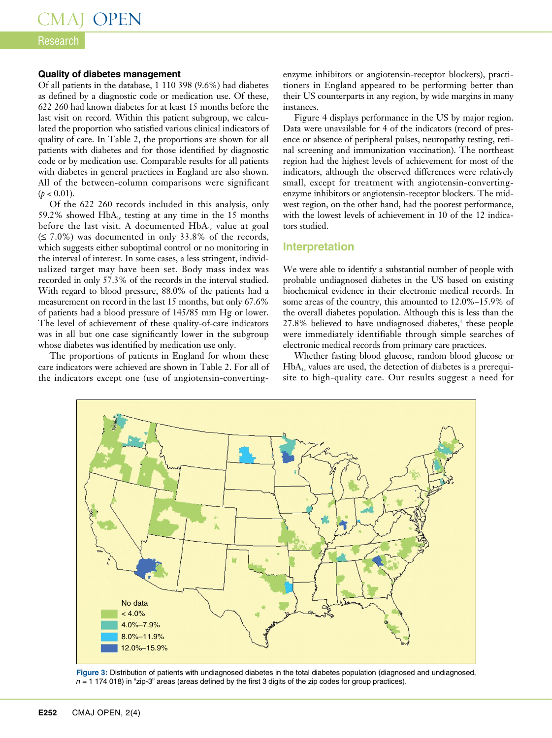### Quality of diabetes management

Of all patients in the database, 1 110 398 (9.6%) had diabetes as defined by a diagnostic code or medication use. Of these, 622 260 had known diabetes for at least 15 months before the last visit on record. Within this patient subgroup, we calculated the proportion who satisfied various clinical indicators of quality of care. In Table 2, the proportions are shown for all patients with diabetes and for those identified by diagnostic code or by medication use. Comparable results for all patients with diabetes in general practices in England are also shown. All of the between-column comparisons were significant ($p < 0.01$).

Of the 622 260 records included in this analysis, only 59.2% showed $HbA_{1c}$ testing at any time in the 15 months before the last visit. A documented $HbA_{1c}$ value at goal (≤ 7.0%) was documented in only 33.8% of the records, which suggests either suboptimal control or no monitoring in the interval of interest. In some cases, a less stringent, individualized target may have been set. Body mass index was recorded in only 57.3% of the records in the interval studied. With regard to blood pressure, 88.0% of the patients had a measurement on record in the last 15 months, but only 67.6% of patients had a blood pressure of 145/85 mm Hg or lower. The level of achievement of these quality-of-care indicators was in all but one case significantly lower in the subgroup whose diabetes was identified by medication use only.

The proportions of patients in England for whom these care indicators were achieved are shown in Table 2. For all of the indicators except one (use of angiotensin-converting-enzyme inhibitors or angiotensin-receptor blockers), practitioners in England appeared to be performing better than their US counterparts in any region, by wide margins in many instances.

Figure 4 displays performance in the US by major region. Data were unavailable for 4 of the indicators (record of presence or absence of peripheral pulses, neuropathy testing, retinal screening and immunization vaccination). The northeast region had the highest levels of achievement for most of the indicators, although the observed differences were relatively small, except for treatment with angiotensin-converting-enzyme inhibitors or angiotensin-receptor blockers. The midwest region, on the other hand, had the poorest performance, with the lowest levels of achievement in 10 of the 12 indicators studied.

## Interpretation

We were able to identify a substantial number of people with probable undiagnosed diabetes in the US based on existing biochemical evidence in their electronic medical records. In some areas of the country, this amounted to 12.0%–15.9% of the overall diabetes population. Although this is less than the 27.8% believed to have undiagnosed diabetes,[1] these people were immediately identifiable through simple searches of electronic medical records from primary care practices.

Whether fasting blood glucose, random blood glucose or $HbA_{1c}$ values are used, the detection of diabetes is a prerequisite to high-quality care. Our results suggest a need for

**Figure 3:** Distribution of patients with undiagnosed diabetes in the total diabetes population (diagnosed and undiagnosed, $n$ = 1 174 018) in "zip-3" areas (areas defined by the first 3 digits of the zip codes for group practices).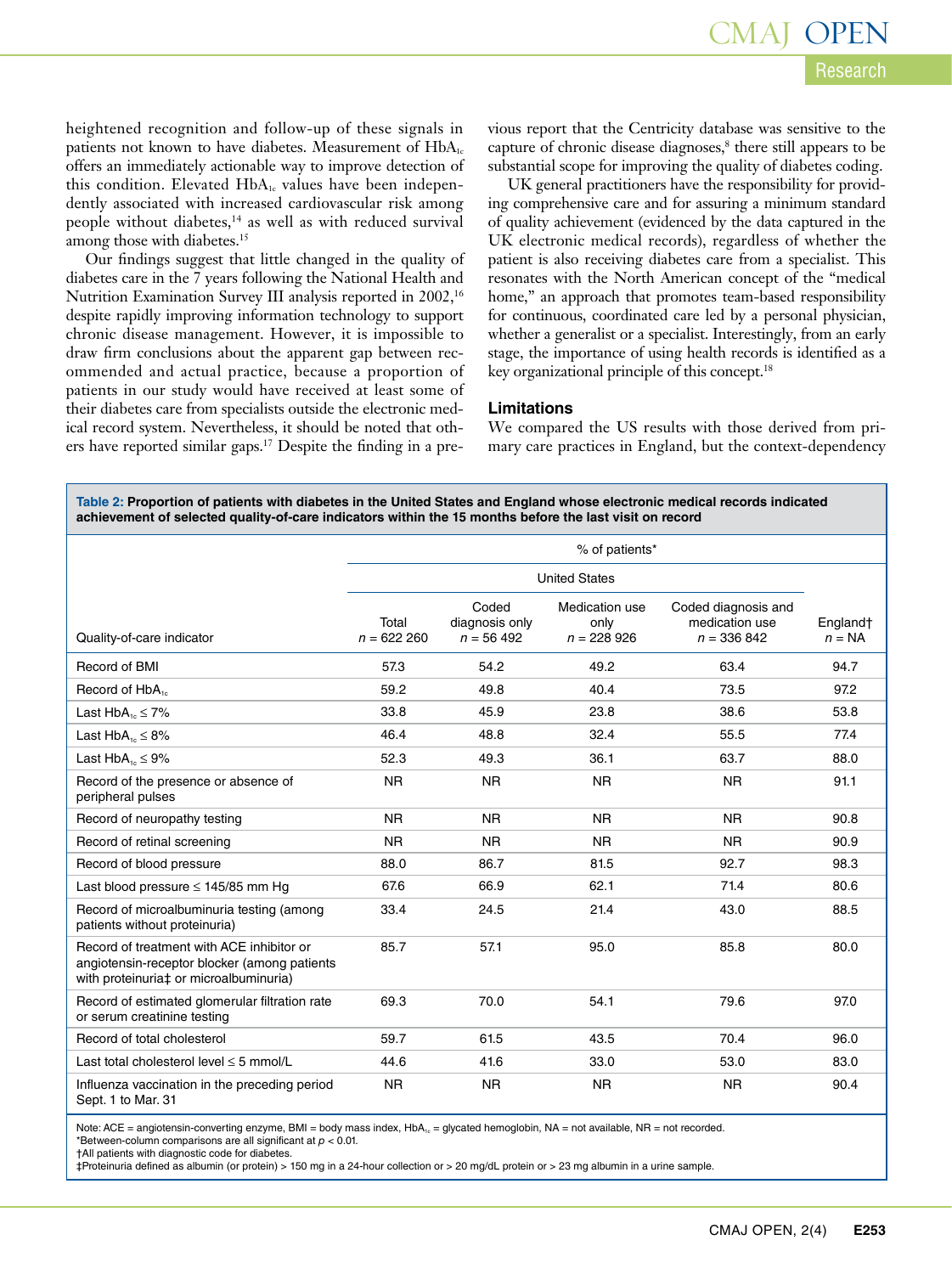heightened recognition and follow-up of these signals in patients not known to have diabetes. Measurement of $HbA_{1c}$ offers an immediately actionable way to improve detection of this condition. Elevated $HbA_{1c}$ values have been independently associated with increased cardiovascular risk among people without diabetes,[14] as well as with reduced survival among those with diabetes.[15]

Our findings suggest that little changed in the quality of diabetes care in the 7 years following the National Health and Nutrition Examination Survey III analysis reported in 2002,[16] despite rapidly improving information technology to support chronic disease management. However, it is impossible to draw firm conclusions about the apparent gap between recommended and actual practice, because a proportion of patients in our study would have received at least some of their diabetes care from specialists outside the electronic medical record system. Nevertheless, it should be noted that others have reported similar gaps.[17] Despite the finding in a previous report that the Centricity database was sensitive to the capture of chronic disease diagnoses,[8] there still appears to be substantial scope for improving the quality of diabetes coding.

UK general practitioners have the responsibility for providing comprehensive care and for assuring a minimum standard of quality achievement (evidenced by the data captured in the UK electronic medical records), regardless of whether the patient is also receiving diabetes care from a specialist. This resonates with the North American concept of the "medical home," an approach that promotes team-based responsibility for continuous, coordinated care led by a personal physician, whether a generalist or a specialist. Interestingly, from an early stage, the importance of using health records is identified as a key organizational principle of this concept.[18]

### Limitations

We compared the US results with those derived from primary care practices in England, but the context-dependency

**Table 2: Proportion of patients with diabetes in the United States and England whose electronic medical records indicated achievement of selected quality-of-care indicators within the 15 months before the last visit on record**

| Quality-of-care indicator | % of patients* | | | | |
|---|---|---|---|---|---|
| | United States | | | | |
| | Total $n$ = 622 260 | Coded diagnosis only $n$ = 56 492 | Medication use only $n$ = 228 926 | Coded diagnosis and medication use $n$ = 336 842 | England† $n$ = NA |
| Record of BMI | 57.3 | 54.2 | 49.2 | 63.4 | 94.7 |
| Record of $HbA_{1c}$ | 59.2 | 49.8 | 40.4 | 73.5 | 97.2 |
| Last $HbA_{1c} \leq 7\%$ | 33.8 | 45.9 | 23.8 | 38.6 | 53.8 |
| Last $HbA_{1c} \leq 8\%$ | 46.4 | 48.8 | 32.4 | 55.5 | 77.4 |
| Last $HbA_{1c} \leq 9\%$ | 52.3 | 49.3 | 36.1 | 63.7 | 88.0 |
| Record of the presence or absence of peripheral pulses | NR | NR | NR | NR | 91.1 |
| Record of neuropathy testing | NR | NR | NR | NR | 90.8 |
| Record of retinal screening | NR | NR | NR | NR | 90.9 |
| Record of blood pressure | 88.0 | 86.7 | 81.5 | 92.7 | 98.3 |
| Last blood pressure ≤ 145/85 mm Hg | 67.6 | 66.9 | 62.1 | 71.4 | 80.6 |
| Record of microalbuminuria testing (among patients without proteinuria) | 33.4 | 24.5 | 21.4 | 43.0 | 88.5 |
| Record of treatment with ACE inhibitor or angiotensin-receptor blocker (among patients with proteinuria‡ or microalbuminuria) | 85.7 | 57.1 | 95.0 | 85.8 | 80.0 |
| Record of estimated glomerular filtration rate or serum creatinine testing | 69.3 | 70.0 | 54.1 | 79.6 | 97.0 |
| Record of total cholesterol | 59.7 | 61.5 | 43.5 | 70.4 | 96.0 |
| Last total cholesterol level ≤ 5 mmol/L | 44.6 | 41.6 | 33.0 | 53.0 | 83.0 |
| Influenza vaccination in the preceding period Sept. 1 to Mar. 31 | NR | NR | NR | NR | 90.4 |

Note: ACE = angiotensin-converting enzyme, BMI = body mass index, $HbA_{1c}$ = glycated hemoglobin, NA = not available, NR = not recorded.
*Between-column comparisons are all significant at $p < 0.01$.
†All patients with diagnostic code for diabetes.
‡Proteinuria defined as albumin (or protein) > 150 mg in a 24-hour collection or > 20 mg/dL protein or > 23 mg albumin in a urine sample.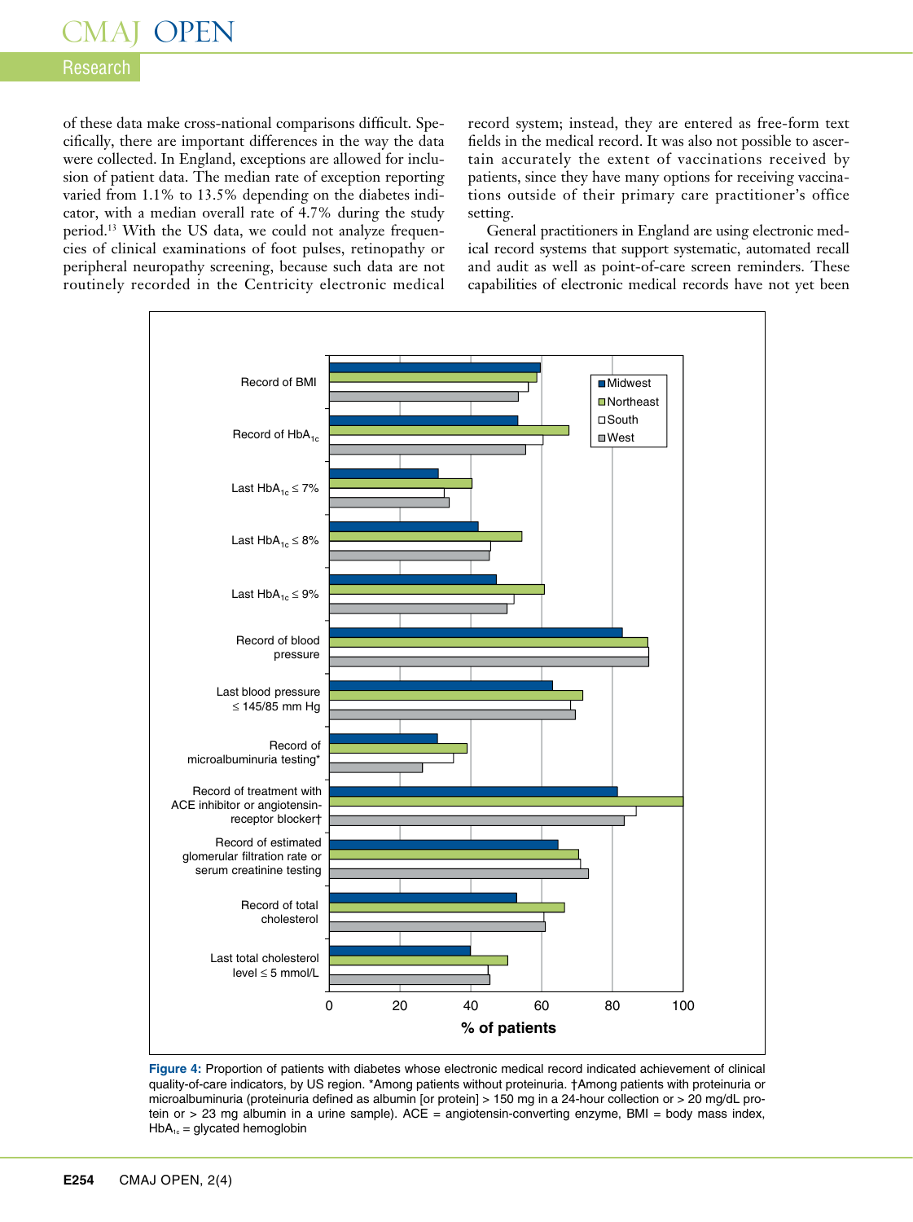of these data make cross-national comparisons difficult. Specifically, there are important differences in the way the data were collected. In England, exceptions are allowed for inclusion of patient data. The median rate of exception reporting varied from 1.1% to 13.5% depending on the diabetes indicator, with a median overall rate of 4.7% during the study period.[13] With the US data, we could not analyze frequencies of clinical examinations of foot pulses, retinopathy or peripheral neuropathy screening, because such data are not routinely recorded in the Centricity electronic medical record system; instead, they are entered as free-form text fields in the medical record. It was also not possible to ascertain accurately the extent of vaccinations received by patients, since they have many options for receiving vaccinations outside of their primary care practitioner's office setting.

General practitioners in England are using electronic medical record systems that support systematic, automated recall and audit as well as point-of-care screen reminders. These capabilities of electronic medical records have not yet been

**Figure 4:** Proportion of patients with diabetes whose electronic medical record indicated achievement of clinical quality-of-care indicators, by US region. *Among patients without proteinuria. †Among patients with proteinuria or microalbuminuria (proteinuria defined as albumin [or protein] > 150 mg in a 24-hour collection or > 20 mg/dL protein or > 23 mg albumin in a urine sample). ACE = angiotensin-converting enzyme, BMI = body mass index, $HbA_{1c}$ = glycated hemoglobin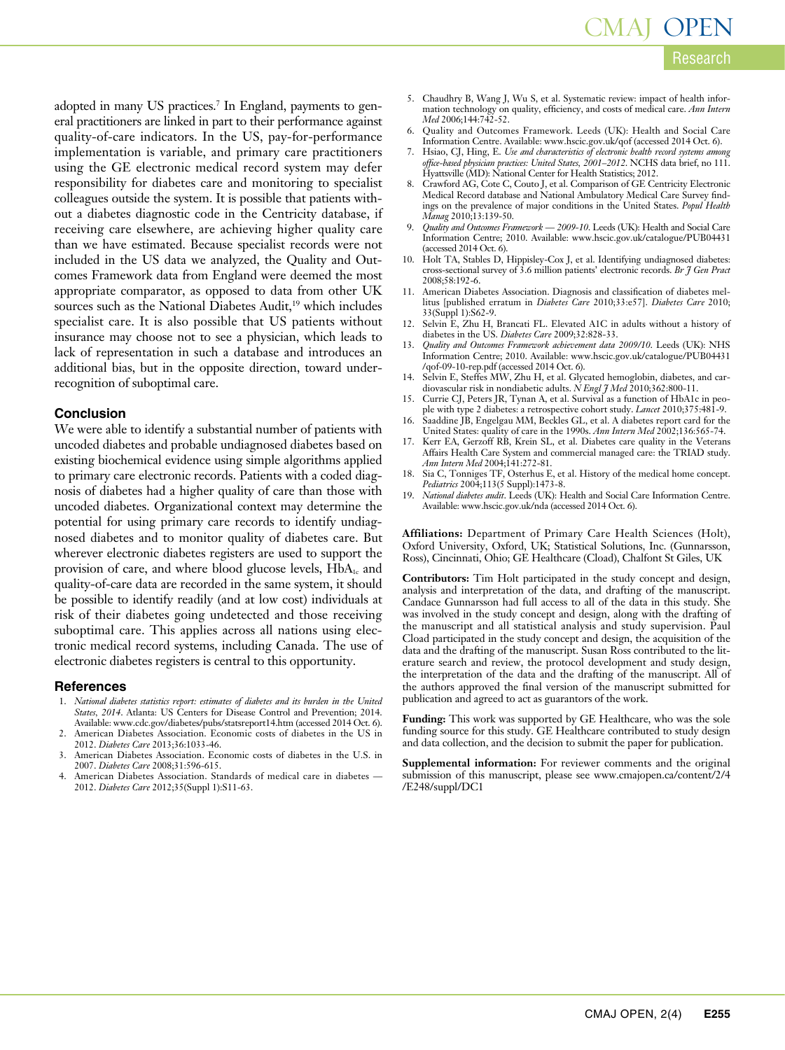adopted in many US practices.[7] In England, payments to general practitioners are linked in part to their performance against quality-of-care indicators. In the US, pay-for-performance implementation is variable, and primary care practitioners using the GE electronic medical record system may defer responsibility for diabetes care and monitoring to specialist colleagues outside the system. It is possible that patients without a diabetes diagnostic code in the Centricity database, if receiving care elsewhere, are achieving higher quality care than we have estimated. Because specialist records were not included in the US data we analyzed, the Quality and Outcomes Framework data from England were deemed the most appropriate comparator, as opposed to data from other UK sources such as the National Diabetes Audit,[19] which includes specialist care. It is also possible that US patients without insurance may choose not to see a physician, which leads to lack of representation in such a database and introduces an additional bias, but in the opposite direction, toward under-recognition of suboptimal care.

## Conclusion

We were able to identify a substantial number of patients with uncoded diabetes and probable undiagnosed diabetes based on existing biochemical evidence using simple algorithms applied to primary care electronic records. Patients with a coded diagnosis of diabetes had a higher quality of care than those with uncoded diabetes. Organizational context may determine the potential for using primary care records to identify undiagnosed diabetes and to monitor quality of diabetes care. But wherever electronic diabetes registers are used to support the provision of care, and where blood glucose levels, $HbA_{1c}$ and quality-of-care data are recorded in the same system, it should be possible to identify readily (and at low cost) individuals at risk of their diabetes going undetected and those receiving suboptimal care. This applies across all nations using electronic medical record systems, including Canada. The use of electronic diabetes registers is central to this opportunity.

## References

1. *National diabetes statistics report: estimates of diabetes and its burden in the United States, 2014*. Atlanta: US Centers for Disease Control and Prevention; 2014. Available: www.cdc.gov/diabetes/pubs/statsreport14.htm (accessed 2014 Oct. 6).
2. American Diabetes Association. Economic costs of diabetes in the US in 2012. *Diabetes Care* 2013;36:1033-46.
3. American Diabetes Association. Economic costs of diabetes in the U.S. in 2007. *Diabetes Care* 2008;31:596-615.
4. American Diabetes Association. Standards of medical care in diabetes — 2012. *Diabetes Care* 2012;35(Suppl 1):S11-63.
5. Chaudhry B, Wang J, Wu S, et al. Systematic review: impact of health information technology on quality, efficiency, and costs of medical care. *Ann Intern Med* 2006;144:742-52.
6. Quality and Outcomes Framework. Leeds (UK): Health and Social Care Information Centre. Available: www.hscic.gov.uk/qof (accessed 2014 Oct. 6).
7. Hsiao, CJ, Hing, E. *Use and characteristics of electronic health record systems among office-based physician practices: United States, 2001–2012*. NCHS data brief, no 111. Hyattsville (MD): National Center for Health Statistics; 2012.
8. Crawford AG, Cote C, Couto J, et al. Comparison of GE Centricity Electronic Medical Record database and National Ambulatory Medical Care Survey findings on the prevalence of major conditions in the United States. *Popul Health Manag* 2010;13:139-50.
9. *Quality and Outcomes Framework — 2009-10*. Leeds (UK): Health and Social Care Information Centre; 2010. Available: www.hscic.gov.uk/catalogue/PUB04431 (accessed 2014 Oct. 6).
10. Holt TA, Stables D, Hippisley-Cox J, et al. Identifying undiagnosed diabetes: cross-sectional survey of 3.6 million patients' electronic records. *Br J Gen Pract* 2008;58:192-6.
11. American Diabetes Association. Diagnosis and classification of diabetes mellitus [published erratum in *Diabetes Care* 2010;33:e57]. *Diabetes Care* 2010;33(Suppl 1):S62-9.
12. Selvin E, Zhu H, Brancati FL. Elevated A1C in adults without a history of diabetes in the US. *Diabetes Care* 2009;32:828-33.
13. *Quality and Outcomes Framework achievement data 2009/10*. Leeds (UK): NHS Information Centre; 2010. Available: www.hscic.gov.uk/catalogue/PUB04431/qof-09-10-rep.pdf (accessed 2014 Oct. 6).
14. Selvin E, Steffes MW, Zhu H, et al. Glycated hemoglobin, diabetes, and cardiovascular risk in nondiabetic adults. *N Engl J Med* 2010;362:800-11.
15. Currie CJ, Peters JR, Tynan A, et al. Survival as a function of HbA1c in people with type 2 diabetes: a retrospective cohort study. *Lancet* 2010;375:481-9.
16. Saaddine JB, Engelgau MM, Beckles GL, et al. A diabetes report card for the United States: quality of care in the 1990s. *Ann Intern Med* 2002;136:565-74.
17. Kerr EA, Gerzoff RB, Krein SL, et al. Diabetes care quality in the Veterans Affairs Health Care System and commercial managed care: the TRIAD study. *Ann Intern Med* 2004;141:272-81.
18. Sia C, Tonniges TF, Osterhus E, et al. History of the medical home concept. *Pediatrics* 2004;113(5 Suppl):1473-8.
19. *National diabetes audit*. Leeds (UK): Health and Social Care Information Centre. Available: www.hscic.gov.uk/nda (accessed 2014 Oct. 6).

**Affiliations:** Department of Primary Care Health Sciences (Holt), Oxford University, Oxford, UK; Statistical Solutions, Inc. (Gunnarsson, Ross), Cincinnati, Ohio; GE Healthcare (Cloud), Chalfont St Giles, UK

**Contributors:** Tim Holt participated in the study concept and design, analysis and interpretation of the data, and drafting of the manuscript. Candace Gunnarsson had full access to all of the data in this study. She was involved in the study concept and design, along with the drafting of the manuscript and all statistical analysis and study supervision. Paul Cload participated in the study concept and design, the acquisition of the data and the drafting of the manuscript. Susan Ross contributed to the literature search and review, the protocol development and study design, the interpretation of the data and the drafting of the manuscript. All of the authors approved the final version of the manuscript submitted for publication and agreed to act as guarantors of the work.

**Funding:** This work was supported by GE Healthcare, who was the sole funding source for this study. GE Healthcare contributed to study design and data collection, and the decision to submit the paper for publication.

**Supplemental information:** For reviewer comments and the original submission of this manuscript, please see www.cmajopen.ca/content/2/4/E248/suppl/DC1